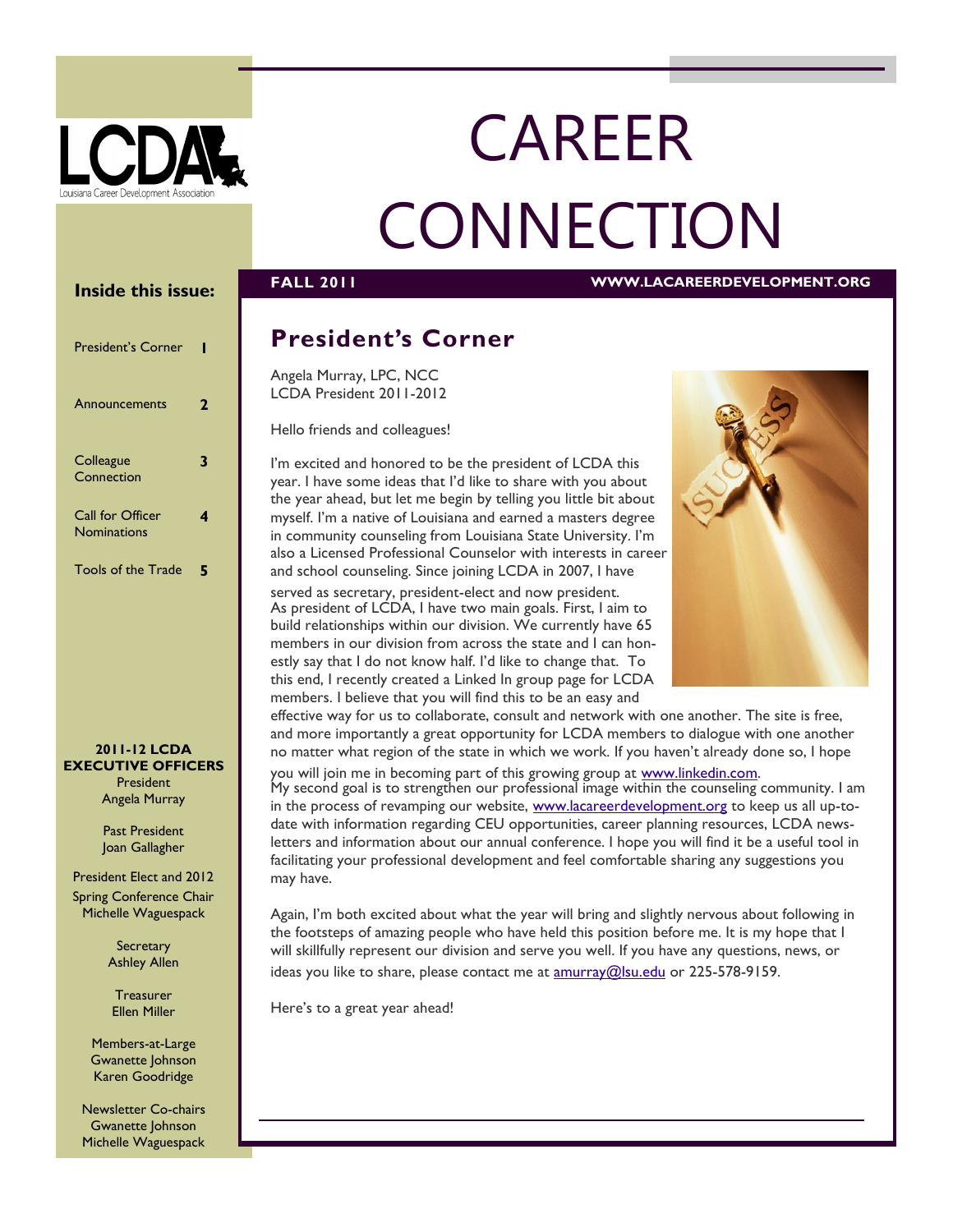# CAREER CONNECTION

**FALL 2011** **WWW.LACAREERDEVELOPMENT.ORG**

## Inside this issue:

| | |
|---|---|
| President's Corner | 1 |
| Announcements | 2 |
| Colleague Connection | 3 |
| Call for Officer Nominations | 4 |
| Tools of the Trade | 5 |

## President's Corner

Angela Murray, LPC, NCC
LCDA President 2011-2012

Hello friends and colleagues!

I'm excited and honored to be the president of LCDA this year. I have some ideas that I'd like to share with you about the year ahead, but let me begin by telling you little bit about myself. I'm a native of Louisiana and earned a masters degree in community counseling from Louisiana State University. I'm also a Licensed Professional Counselor with interests in career and school counseling. Since joining LCDA in 2007, I have served as secretary, president-elect and now president.

As president of LCDA, I have two main goals. First, I aim to build relationships within our division. We currently have 65 members in our division from across the state and I can honestly say that I do not know half. I'd like to change that. To this end, I recently created a Linked In group page for LCDA members. I believe that you will find this to be an easy and effective way for us to collaborate, consult and network with one another. The site is free, and more importantly a great opportunity for LCDA members to dialogue with one another no matter what region of the state in which we work. If you haven't already done so, I hope you will join me in becoming part of this growing group at www.linkedin.com.

My second goal is to strengthen our professional image within the counseling community. I am in the process of revamping our website, www.lacareerdevelopment.org to keep us all up-to-date with information regarding CEU opportunities, career planning resources, LCDA newsletters and information about our annual conference. I hope you will find it be a useful tool in facilitating your professional development and feel comfortable sharing any suggestions you may have.

Again, I'm both excited about what the year will bring and slightly nervous about following in the footsteps of amazing people who have held this position before me. It is my hope that I will skillfully represent our division and serve you well. If you have any questions, news, or ideas you like to share, please contact me at amurray@lsu.edu or 225-578-9159.

Here's to a great year ahead!

---

**2011-12 LCDA EXECUTIVE OFFICERS**

President
Angela Murray

Past President
Joan Gallagher

President Elect and 2012 Spring Conference Chair
Michelle Waguespack

Secretary
Ashley Allen

Treasurer
Ellen Miller

Members-at-Large
Gwanette Johnson
Karen Goodridge

Newsletter Co-chairs
Gwanette Johnson
Michelle Waguespack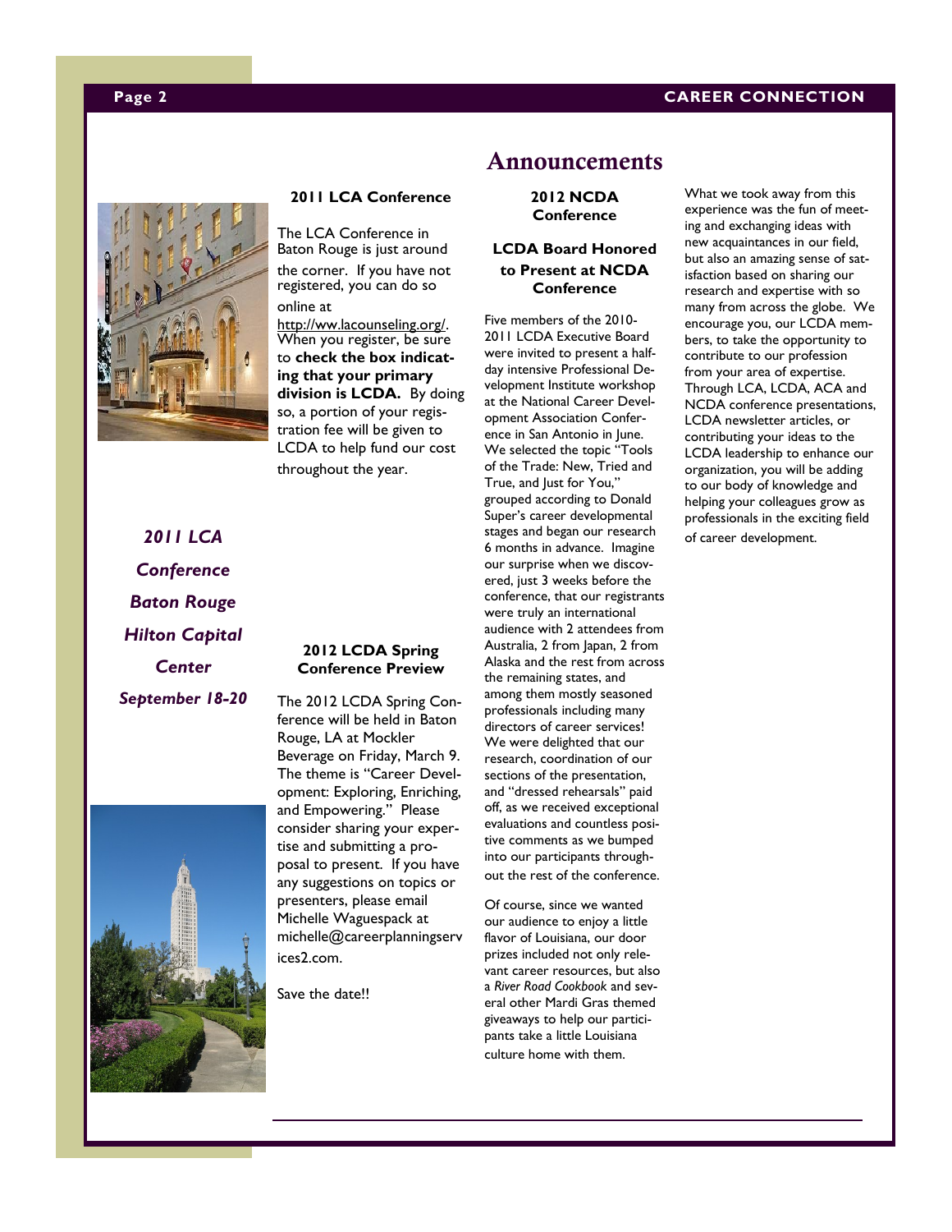# Announcements

### 2011 LCA Conference

The LCA Conference in Baton Rouge is just around the corner. If you have not registered, you can do so online at http://ww.lacounseling.org/. When you register, be sure to **check the box indicating that your primary division is LCDA.** By doing so, a portion of your registration fee will be given to LCDA to help fund our cost throughout the year.

***2011 LCA Conference***
***Baton Rouge***
***Hilton Capital Center***
***September 18-20***

### 2012 LCDA Spring Conference Preview

The 2012 LCDA Spring Conference will be held in Baton Rouge, LA at Mockler Beverage on Friday, March 9. The theme is "Career Development: Exploring, Enriching, and Empowering." Please consider sharing your expertise and submitting a proposal to present. If you have any suggestions on topics or presenters, please email Michelle Waguespack at michelle@careerplanningservices2.com.

Save the date!!

### 2012 NCDA Conference

### LCDA Board Honored to Present at NCDA Conference

Five members of the 2010-2011 LCDA Executive Board were invited to present a half-day intensive Professional Development Institute workshop at the National Career Development Association Conference in San Antonio in June. We selected the topic "Tools of the Trade: New, Tried and True, and Just for You," grouped according to Donald Super's career developmental stages and began our research 6 months in advance. Imagine our surprise when we discovered, just 3 weeks before the conference, that our registrants were truly an international audience with 2 attendees from Australia, 2 from Japan, 2 from Alaska and the rest from across the remaining states, and among them mostly seasoned professionals including many directors of career services! We were delighted that our research, coordination of our sections of the presentation, and "dressed rehearsals" paid off, as we received exceptional evaluations and countless positive comments as we bumped into our participants throughout the rest of the conference.

Of course, since we wanted our audience to enjoy a little flavor of Louisiana, our door prizes included not only relevant career resources, but also a *River Road Cookbook* and several other Mardi Gras themed giveaways to help our participants take a little Louisiana culture home with them.

What we took away from this experience was the fun of meeting and exchanging ideas with new acquaintances in our field, but also an amazing sense of satisfaction based on sharing our research and expertise with so many from across the globe. We encourage you, our LCDA members, to take the opportunity to contribute to our profession from your area of expertise. Through LCA, LCDA, ACA and NCDA conference presentations, LCDA newsletter articles, or contributing your ideas to the LCDA leadership to enhance our organization, you will be adding to our body of knowledge and helping your colleagues grow as professionals in the exciting field of career development.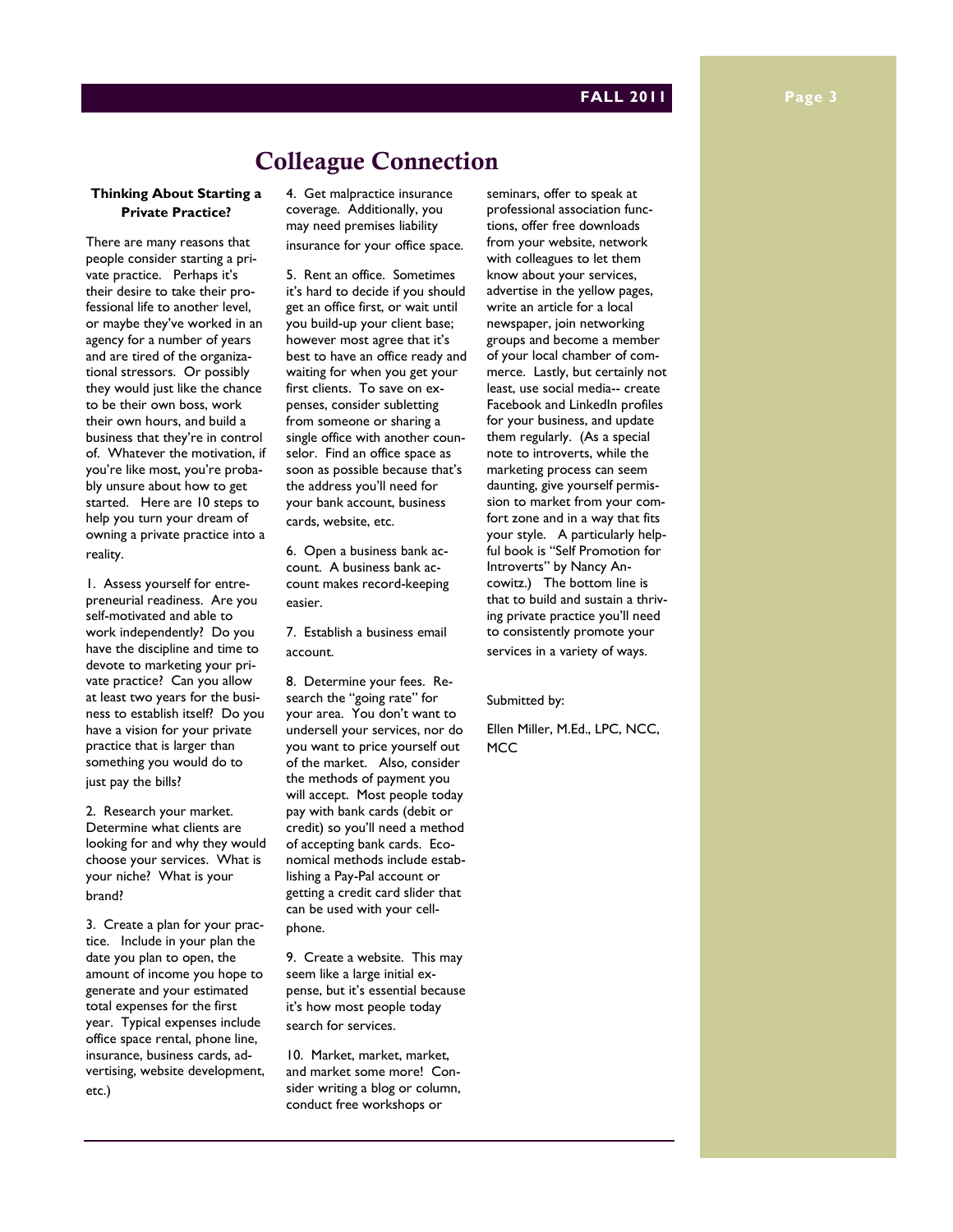## Colleague Connection

### Thinking About Starting a Private Practice?

There are many reasons that people consider starting a private practice. Perhaps it's their desire to take their professional life to another level, or maybe they've worked in an agency for a number of years and are tired of the organizational stressors. Or possibly they would just like the chance to be their own boss, work their own hours, and build a business that they're in control of. Whatever the motivation, if you're like most, you're probably unsure about how to get started. Here are 10 steps to help you turn your dream of owning a private practice into a reality.

1. Assess yourself for entrepreneurial readiness. Are you self-motivated and able to work independently? Do you have the discipline and time to devote to marketing your private practice? Can you allow at least two years for the business to establish itself? Do you have a vision for your private practice that is larger than something you would do to just pay the bills?

2. Research your market. Determine what clients are looking for and why they would choose your services. What is your niche? What is your brand?

3. Create a plan for your practice. Include in your plan the date you plan to open, the amount of income you hope to generate and your estimated total expenses for the first year. Typical expenses include office space rental, phone line, insurance, business cards, advertising, website development, etc.)

4. Get malpractice insurance coverage. Additionally, you may need premises liability insurance for your office space.

5. Rent an office. Sometimes it's hard to decide if you should get an office first, or wait until you build-up your client base; however most agree that it's best to have an office ready and waiting for when you get your first clients. To save on expenses, consider subletting from someone or sharing a single office with another counselor. Find an office space as soon as possible because that's the address you'll need for your bank account, business cards, website, etc.

6. Open a business bank account. A business bank account makes record-keeping easier.

7. Establish a business email account.

8. Determine your fees. Research the "going rate" for your area. You don't want to undersell your services, nor do you want to price yourself out of the market. Also, consider the methods of payment you will accept. Most people today pay with bank cards (debit or credit) so you'll need a method of accepting bank cards. Economical methods include establishing a Pay-Pal account or getting a credit card slider that can be used with your cellphone.

9. Create a website. This may seem like a large initial expense, but it's essential because it's how most people today search for services.

10. Market, market, market, and market some more! Consider writing a blog or column, conduct free workshops or seminars, offer to speak at professional association functions, offer free downloads from your website, network with colleagues to let them know about your services, advertise in the yellow pages, write an article for a local newspaper, join networking groups and become a member of your local chamber of commerce. Lastly, but certainly not least, use social media-- create Facebook and LinkedIn profiles for your business, and update them regularly. (As a special note to introverts, while the marketing process can seem daunting, give yourself permission to market from your comfort zone and in a way that fits your style. A particularly helpful book is "Self Promotion for Introverts" by Nancy Ancowitz.) The bottom line is that to build and sustain a thriving private practice you'll need to consistently promote your services in a variety of ways.

Submitted by:

Ellen Miller, M.Ed., LPC, NCC, MCC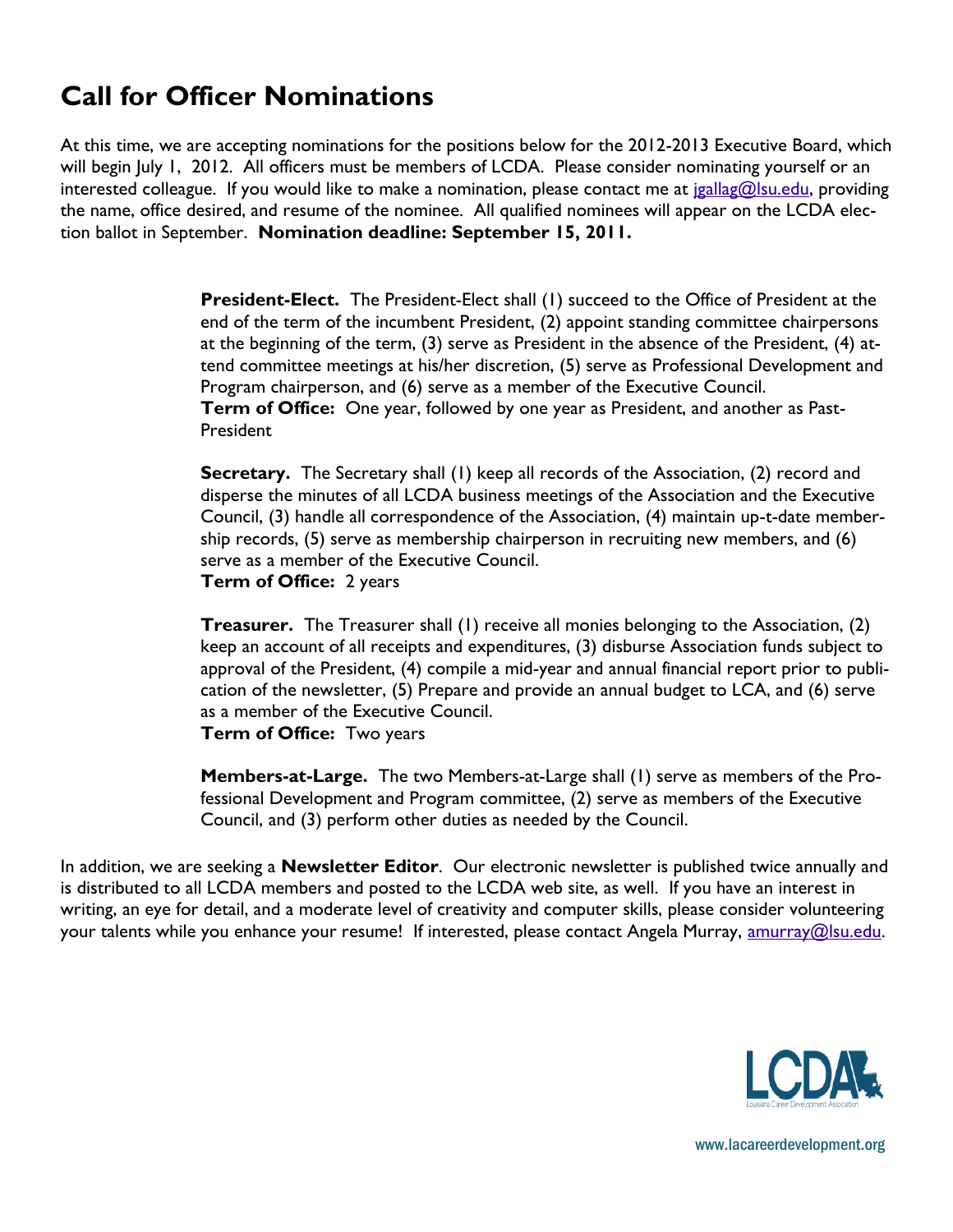# Call for Officer Nominations

At this time, we are accepting nominations for the positions below for the 2012-2013 Executive Board, which will begin July 1, 2012. All officers must be members of LCDA. Please consider nominating yourself or an interested colleague. If you would like to make a nomination, please contact me at jgallag@lsu.edu, providing the name, office desired, and resume of the nominee. All qualified nominees will appear on the LCDA election ballot in September. **Nomination deadline: September 15, 2011.**

**President-Elect.** The President-Elect shall (1) succeed to the Office of President at the end of the term of the incumbent President, (2) appoint standing committee chairpersons at the beginning of the term, (3) serve as President in the absence of the President, (4) attend committee meetings at his/her discretion, (5) serve as Professional Development and Program chairperson, and (6) serve as a member of the Executive Council.
**Term of Office:** One year, followed by one year as President, and another as Past-President

**Secretary.** The Secretary shall (1) keep all records of the Association, (2) record and disperse the minutes of all LCDA business meetings of the Association and the Executive Council, (3) handle all correspondence of the Association, (4) maintain up-t-date membership records, (5) serve as membership chairperson in recruiting new members, and (6) serve as a member of the Executive Council.
**Term of Office:** 2 years

**Treasurer.** The Treasurer shall (1) receive all monies belonging to the Association, (2) keep an account of all receipts and expenditures, (3) disburse Association funds subject to approval of the President, (4) compile a mid-year and annual financial report prior to publication of the newsletter, (5) Prepare and provide an annual budget to LCA, and (6) serve as a member of the Executive Council.
**Term of Office:** Two years

**Members-at-Large.** The two Members-at-Large shall (1) serve as members of the Professional Development and Program committee, (2) serve as members of the Executive Council, and (3) perform other duties as needed by the Council.

In addition, we are seeking a **Newsletter Editor**. Our electronic newsletter is published twice annually and is distributed to all LCDA members and posted to the LCDA web site, as well. If you have an interest in writing, an eye for detail, and a moderate level of creativity and computer skills, please consider volunteering your talents while you enhance your resume! If interested, please contact Angela Murray, amurray@lsu.edu.

LCDA
Louisiana Career Development Association

www.lacareerdevelopment.org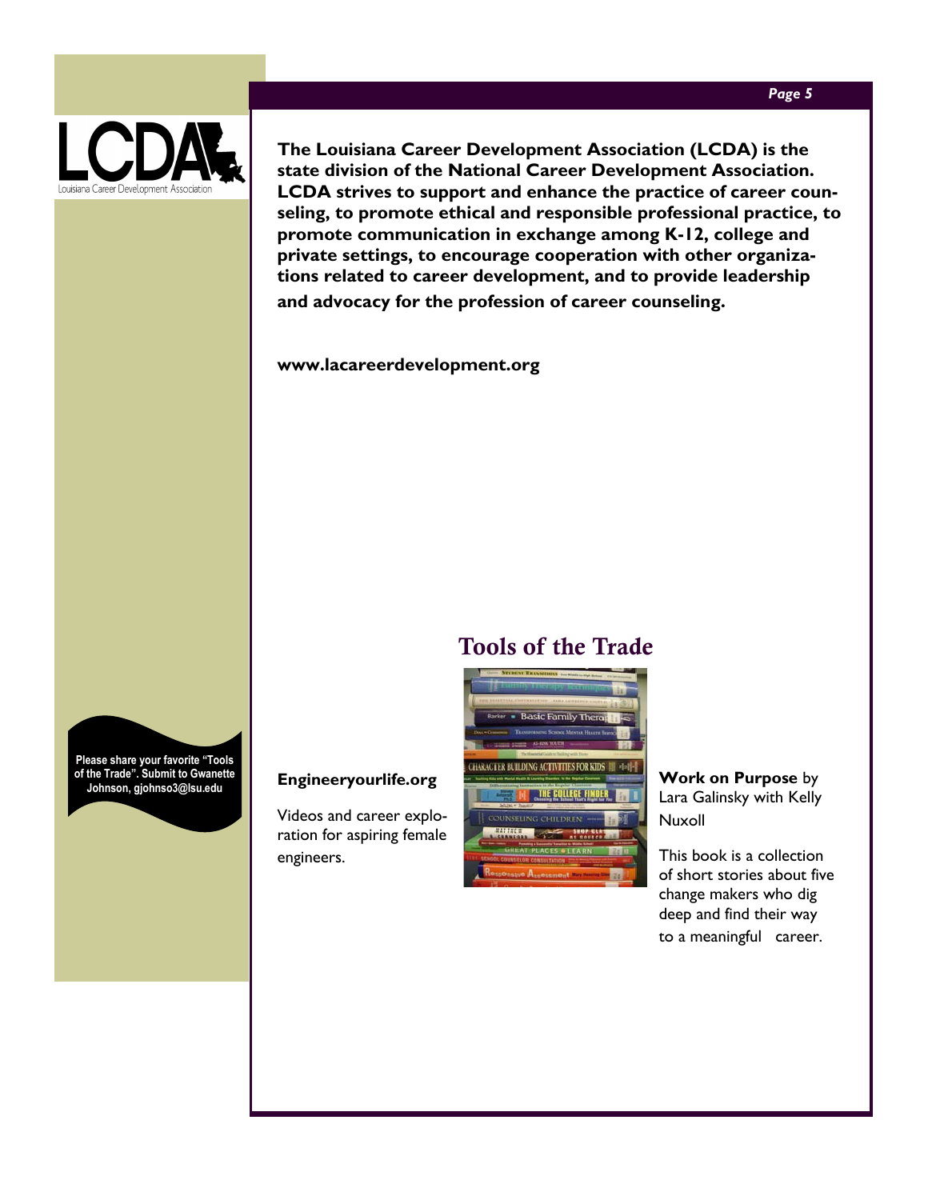LCDA
Louisiana Career Development Association

**The Louisiana Career Development Association (LCDA) is the state division of the National Career Development Association. LCDA strives to support and enhance the practice of career counseling, to promote ethical and responsible professional practice, to promote communication in exchange among K-12, college and private settings, to encourage cooperation with other organizations related to career development, and to provide leadership and advocacy for the profession of career counseling.**

**www.lacareerdevelopment.org**

## Tools of the Trade

**Please share your favorite "Tools of the Trade". Submit to Gwanette Johnson, gjohnso3@lsu.edu**

**Engineeryourlife.org**

Videos and career exploration for aspiring female engineers.

**Work on Purpose** by Lara Galinsky with Kelly Nuxoll

This book is a collection of short stories about five change makers who dig deep and find their way to a meaningful career.